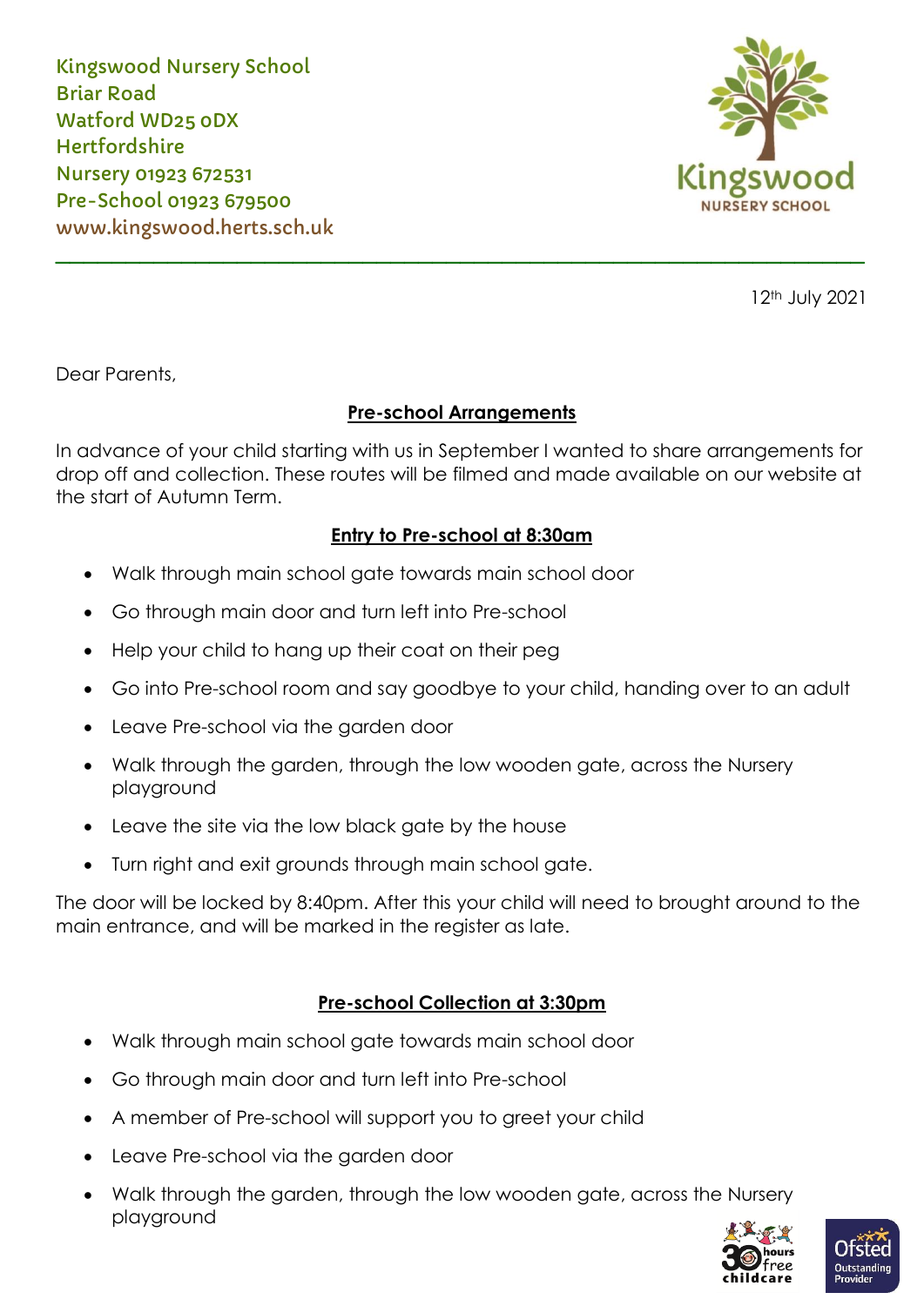Kingswood Nursery School
Briar Road
Watford WD25 0DX
Hertfordshire
Nursery 01923 672531
Pre-School 01923 679500
www.kingswood.herts.sch.uk

12th July 2021

Dear Parents,

## Pre-school Arrangements

In advance of your child starting with us in September I wanted to share arrangements for drop off and collection. These routes will be filmed and made available on our website at the start of Autumn Term.

### Entry to Pre-school at 8:30am

- Walk through main school gate towards main school door
- Go through main door and turn left into Pre-school
- Help your child to hang up their coat on their peg
- Go into Pre-school room and say goodbye to your child, handing over to an adult
- Leave Pre-school via the garden door
- Walk through the garden, through the low wooden gate, across the Nursery playground
- Leave the site via the low black gate by the house
- Turn right and exit grounds through main school gate.

The door will be locked by 8:40pm. After this your child will need to brought around to the main entrance, and will be marked in the register as late.

### Pre-school Collection at 3:30pm

- Walk through main school gate towards main school door
- Go through main door and turn left into Pre-school
- A member of Pre-school will support you to greet your child
- Leave Pre-school via the garden door
- Walk through the garden, through the low wooden gate, across the Nursery playground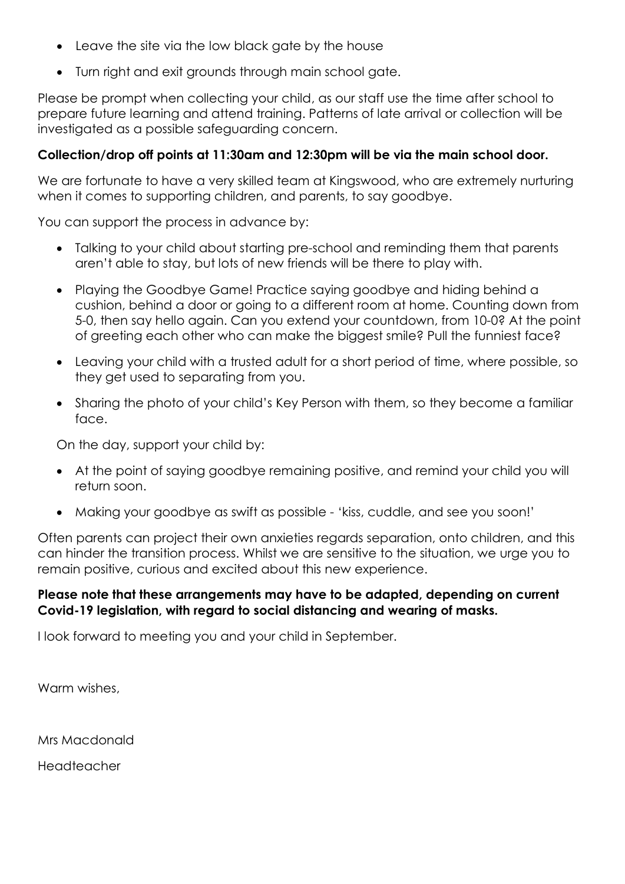- Leave the site via the low black gate by the house
- Turn right and exit grounds through main school gate.

Please be prompt when collecting your child, as our staff use the time after school to prepare future learning and attend training. Patterns of late arrival or collection will be investigated as a possible safeguarding concern.

**Collection/drop off points at 11:30am and 12:30pm will be via the main school door.**

We are fortunate to have a very skilled team at Kingswood, who are extremely nurturing when it comes to supporting children, and parents, to say goodbye.

You can support the process in advance by:

- Talking to your child about starting pre-school and reminding them that parents aren't able to stay, but lots of new friends will be there to play with.
- Playing the Goodbye Game! Practice saying goodbye and hiding behind a cushion, behind a door or going to a different room at home. Counting down from 5-0, then say hello again. Can you extend your countdown, from 10-0? At the point of greeting each other who can make the biggest smile? Pull the funniest face?
- Leaving your child with a trusted adult for a short period of time, where possible, so they get used to separating from you.
- Sharing the photo of your child's Key Person with them, so they become a familiar face.

On the day, support your child by:

- At the point of saying goodbye remaining positive, and remind your child you will return soon.
- Making your goodbye as swift as possible - 'kiss, cuddle, and see you soon!'

Often parents can project their own anxieties regards separation, onto children, and this can hinder the transition process. Whilst we are sensitive to the situation, we urge you to remain positive, curious and excited about this new experience.

**Please note that these arrangements may have to be adapted, depending on current Covid-19 legislation, with regard to social distancing and wearing of masks.**

I look forward to meeting you and your child in September.

Warm wishes,

Mrs Macdonald

Headteacher